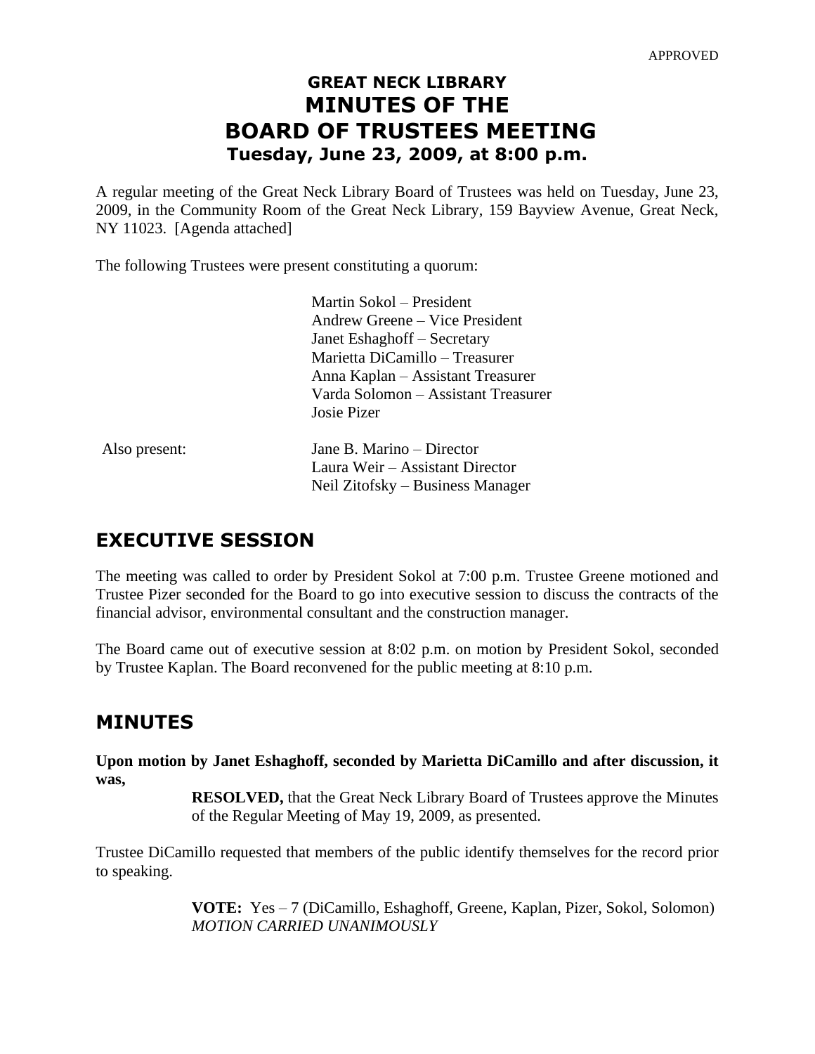APPROVED

# GREAT NECK LIBRARY
# MINUTES OF THE
# BOARD OF TRUSTEES MEETING
### Tuesday, June 23, 2009, at 8:00 p.m.

A regular meeting of the Great Neck Library Board of Trustees was held on Tuesday, June 23, 2009, in the Community Room of the Great Neck Library, 159 Bayview Avenue, Great Neck, NY 11023. [Agenda attached]

The following Trustees were present constituting a quorum:

Martin Sokol – President
Andrew Greene – Vice President
Janet Eshaghoff – Secretary
Marietta DiCamillo – Treasurer
Anna Kaplan – Assistant Treasurer
Varda Solomon – Assistant Treasurer
Josie Pizer

Also present:

Jane B. Marino – Director
Laura Weir – Assistant Director
Neil Zitofsky – Business Manager

## EXECUTIVE SESSION

The meeting was called to order by President Sokol at 7:00 p.m. Trustee Greene motioned and Trustee Pizer seconded for the Board to go into executive session to discuss the contracts of the financial advisor, environmental consultant and the construction manager.

The Board came out of executive session at 8:02 p.m. on motion by President Sokol, seconded by Trustee Kaplan. The Board reconvened for the public meeting at 8:10 p.m.

## MINUTES

**Upon motion by Janet Eshaghoff, seconded by Marietta DiCamillo and after discussion, it was,**

> **RESOLVED,** that the Great Neck Library Board of Trustees approve the Minutes of the Regular Meeting of May 19, 2009, as presented.

Trustee DiCamillo requested that members of the public identify themselves for the record prior to speaking.

> **VOTE:** Yes – 7 (DiCamillo, Eshaghoff, Greene, Kaplan, Pizer, Sokol, Solomon)
> *MOTION CARRIED UNANIMOUSLY*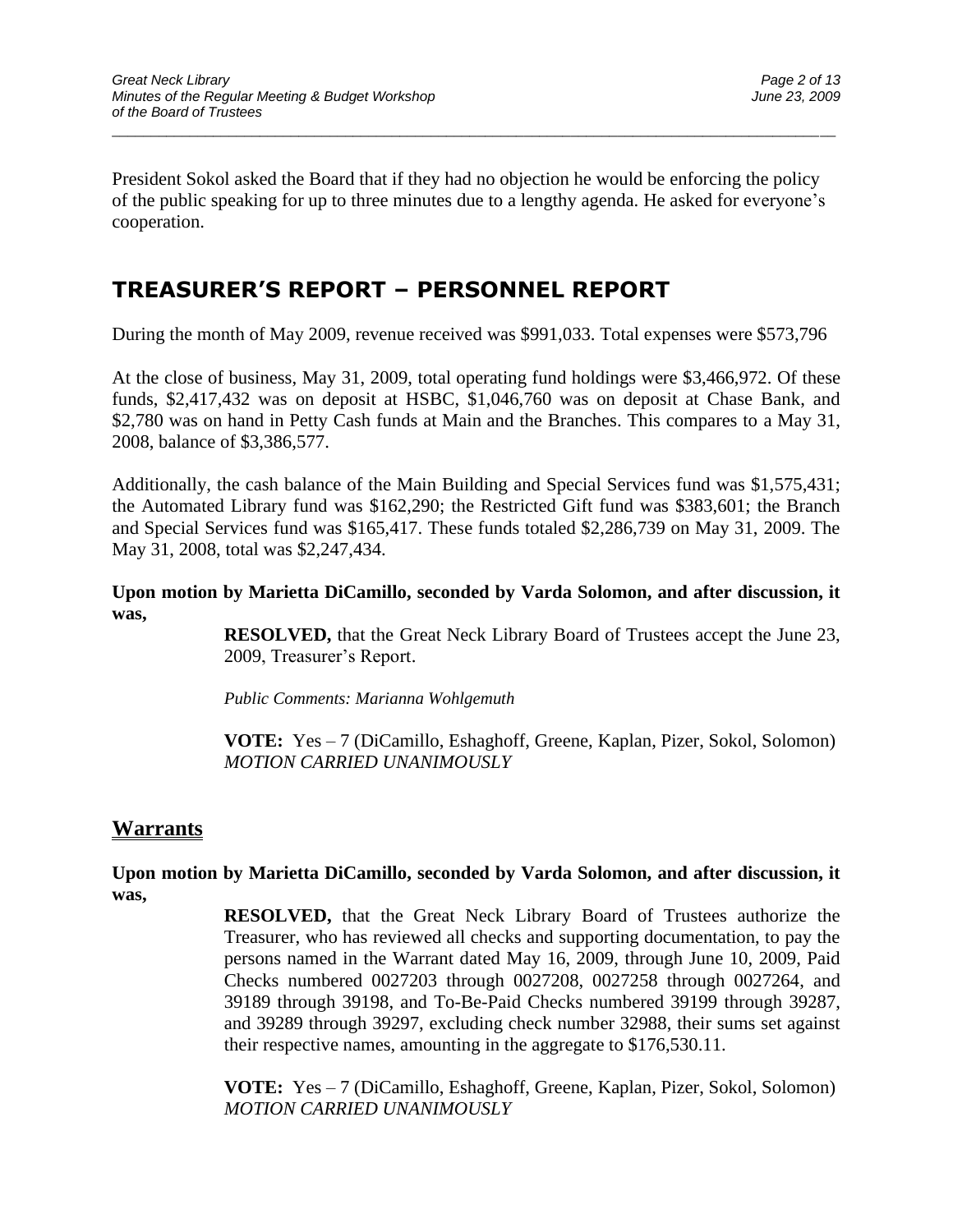President Sokol asked the Board that if they had no objection he would be enforcing the policy of the public speaking for up to three minutes due to a lengthy agenda. He asked for everyone's cooperation.

## TREASURER'S REPORT – PERSONNEL REPORT

During the month of May 2009, revenue received was $991,033. Total expenses were $573,796

At the close of business, May 31, 2009, total operating fund holdings were $3,466,972. Of these funds, $2,417,432 was on deposit at HSBC, $1,046,760 was on deposit at Chase Bank, and $2,780 was on hand in Petty Cash funds at Main and the Branches. This compares to a May 31, 2008, balance of $3,386,577.

Additionally, the cash balance of the Main Building and Special Services fund was $1,575,431; the Automated Library fund was $162,290; the Restricted Gift fund was $383,601; the Branch and Special Services fund was $165,417. These funds totaled $2,286,739 on May 31, 2009. The May 31, 2008, total was $2,247,434.

**Upon motion by Marietta DiCamillo, seconded by Varda Solomon, and after discussion, it was,**

**RESOLVED,** that the Great Neck Library Board of Trustees accept the June 23, 2009, Treasurer's Report.

*Public Comments: Marianna Wohlgemuth*

**VOTE:** Yes – 7 (DiCamillo, Eshaghoff, Greene, Kaplan, Pizer, Sokol, Solomon)
*MOTION CARRIED UNANIMOUSLY*

### Warrants

**Upon motion by Marietta DiCamillo, seconded by Varda Solomon, and after discussion, it was,**

**RESOLVED,** that the Great Neck Library Board of Trustees authorize the Treasurer, who has reviewed all checks and supporting documentation, to pay the persons named in the Warrant dated May 16, 2009, through June 10, 2009, Paid Checks numbered 0027203 through 0027208, 0027258 through 0027264, and 39189 through 39198, and To-Be-Paid Checks numbered 39199 through 39287, and 39289 through 39297, excluding check number 32988, their sums set against their respective names, amounting in the aggregate to $176,530.11.

**VOTE:** Yes – 7 (DiCamillo, Eshaghoff, Greene, Kaplan, Pizer, Sokol, Solomon)
*MOTION CARRIED UNANIMOUSLY*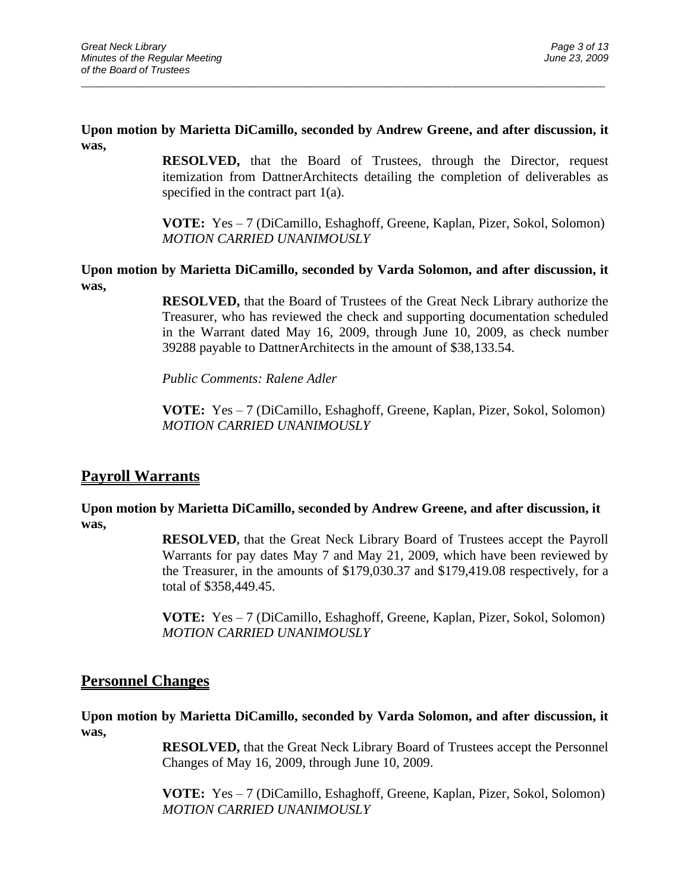**Upon motion by Marietta DiCamillo, seconded by Andrew Greene, and after discussion, it was,**

> **RESOLVED,** that the Board of Trustees, through the Director, request itemization from DattnerArchitects detailing the completion of deliverables as specified in the contract part 1(a).
>
> **VOTE:** Yes – 7 (DiCamillo, Eshaghoff, Greene, Kaplan, Pizer, Sokol, Solomon)
> *MOTION CARRIED UNANIMOUSLY*

**Upon motion by Marietta DiCamillo, seconded by Varda Solomon, and after discussion, it was,**

> **RESOLVED,** that the Board of Trustees of the Great Neck Library authorize the Treasurer, who has reviewed the check and supporting documentation scheduled in the Warrant dated May 16, 2009, through June 10, 2009, as check number 39288 payable to DattnerArchitects in the amount of $38,133.54.
>
> *Public Comments: Ralene Adler*
>
> **VOTE:** Yes – 7 (DiCamillo, Eshaghoff, Greene, Kaplan, Pizer, Sokol, Solomon)
> *MOTION CARRIED UNANIMOUSLY*

## Payroll Warrants

**Upon motion by Marietta DiCamillo, seconded by Andrew Greene, and after discussion, it was,**

> **RESOLVED**, that the Great Neck Library Board of Trustees accept the Payroll Warrants for pay dates May 7 and May 21, 2009, which have been reviewed by the Treasurer, in the amounts of $179,030.37 and $179,419.08 respectively, for a total of $358,449.45.
>
> **VOTE:** Yes – 7 (DiCamillo, Eshaghoff, Greene, Kaplan, Pizer, Sokol, Solomon)
> *MOTION CARRIED UNANIMOUSLY*

## Personnel Changes

**Upon motion by Marietta DiCamillo, seconded by Varda Solomon, and after discussion, it was,**

> **RESOLVED,** that the Great Neck Library Board of Trustees accept the Personnel Changes of May 16, 2009, through June 10, 2009.
>
> **VOTE:** Yes – 7 (DiCamillo, Eshaghoff, Greene, Kaplan, Pizer, Sokol, Solomon)
> *MOTION CARRIED UNANIMOUSLY*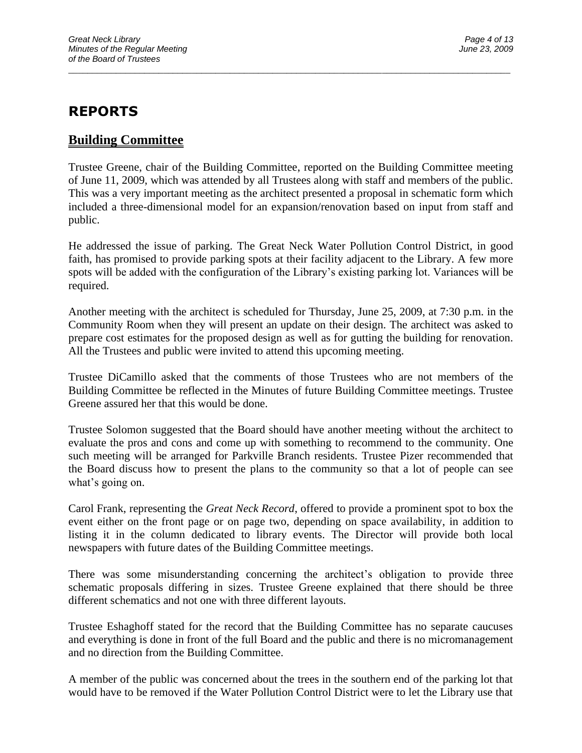# REPORTS

## Building Committee

Trustee Greene, chair of the Building Committee, reported on the Building Committee meeting of June 11, 2009, which was attended by all Trustees along with staff and members of the public. This was a very important meeting as the architect presented a proposal in schematic form which included a three-dimensional model for an expansion/renovation based on input from staff and public.

He addressed the issue of parking. The Great Neck Water Pollution Control District, in good faith, has promised to provide parking spots at their facility adjacent to the Library. A few more spots will be added with the configuration of the Library's existing parking lot. Variances will be required.

Another meeting with the architect is scheduled for Thursday, June 25, 2009, at 7:30 p.m. in the Community Room when they will present an update on their design. The architect was asked to prepare cost estimates for the proposed design as well as for gutting the building for renovation. All the Trustees and public were invited to attend this upcoming meeting.

Trustee DiCamillo asked that the comments of those Trustees who are not members of the Building Committee be reflected in the Minutes of future Building Committee meetings. Trustee Greene assured her that this would be done.

Trustee Solomon suggested that the Board should have another meeting without the architect to evaluate the pros and cons and come up with something to recommend to the community. One such meeting will be arranged for Parkville Branch residents. Trustee Pizer recommended that the Board discuss how to present the plans to the community so that a lot of people can see what's going on.

Carol Frank, representing the *Great Neck Record*, offered to provide a prominent spot to box the event either on the front page or on page two, depending on space availability, in addition to listing it in the column dedicated to library events. The Director will provide both local newspapers with future dates of the Building Committee meetings.

There was some misunderstanding concerning the architect's obligation to provide three schematic proposals differing in sizes. Trustee Greene explained that there should be three different schematics and not one with three different layouts.

Trustee Eshaghoff stated for the record that the Building Committee has no separate caucuses and everything is done in front of the full Board and the public and there is no micromanagement and no direction from the Building Committee.

A member of the public was concerned about the trees in the southern end of the parking lot that would have to be removed if the Water Pollution Control District were to let the Library use that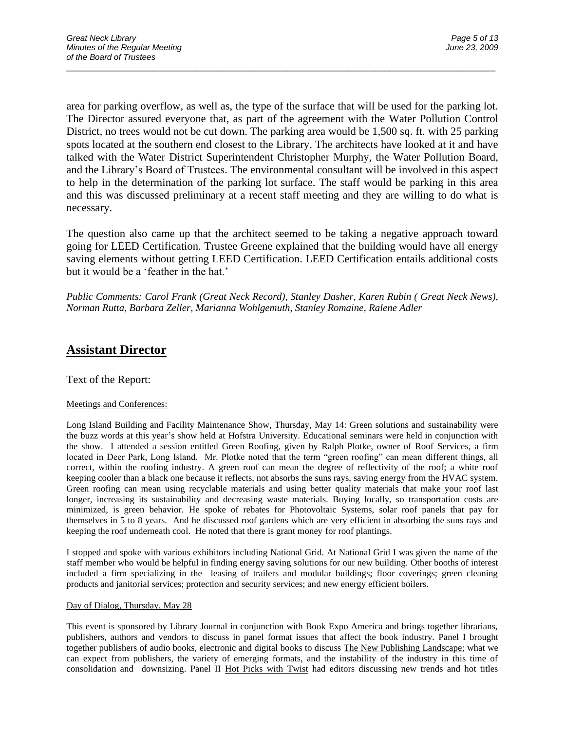area for parking overflow, as well as, the type of the surface that will be used for the parking lot. The Director assured everyone that, as part of the agreement with the Water Pollution Control District, no trees would not be cut down. The parking area would be 1,500 sq. ft. with 25 parking spots located at the southern end closest to the Library. The architects have looked at it and have talked with the Water District Superintendent Christopher Murphy, the Water Pollution Board, and the Library's Board of Trustees. The environmental consultant will be involved in this aspect to help in the determination of the parking lot surface. The staff would be parking in this area and this was discussed preliminary at a recent staff meeting and they are willing to do what is necessary.

The question also came up that the architect seemed to be taking a negative approach toward going for LEED Certification. Trustee Greene explained that the building would have all energy saving elements without getting LEED Certification. LEED Certification entails additional costs but it would be a 'feather in the hat.'

*Public Comments: Carol Frank (Great Neck Record), Stanley Dasher, Karen Rubin ( Great Neck News), Norman Rutta, Barbara Zeller, Marianna Wohlgemuth, Stanley Romaine, Ralene Adler*

## Assistant Director

Text of the Report:

Meetings and Conferences:

Long Island Building and Facility Maintenance Show, Thursday, May 14: Green solutions and sustainability were the buzz words at this year's show held at Hofstra University. Educational seminars were held in conjunction with the show. I attended a session entitled Green Roofing, given by Ralph Plotke, owner of Roof Services, a firm located in Deer Park, Long Island. Mr. Plotke noted that the term "green roofing" can mean different things, all correct, within the roofing industry. A green roof can mean the degree of reflectivity of the roof; a white roof keeping cooler than a black one because it reflects, not absorbs the suns rays, saving energy from the HVAC system. Green roofing can mean using recyclable materials and using better quality materials that make your roof last longer, increasing its sustainability and decreasing waste materials. Buying locally, so transportation costs are minimized, is green behavior. He spoke of rebates for Photovoltaic Systems, solar roof panels that pay for themselves in 5 to 8 years. And he discussed roof gardens which are very efficient in absorbing the suns rays and keeping the roof underneath cool. He noted that there is grant money for roof plantings.

I stopped and spoke with various exhibitors including National Grid. At National Grid I was given the name of the staff member who would be helpful in finding energy saving solutions for our new building. Other booths of interest included a firm specializing in the leasing of trailers and modular buildings; floor coverings; green cleaning products and janitorial services; protection and security services; and new energy efficient boilers.

Day of Dialog, Thursday, May 28

This event is sponsored by Library Journal in conjunction with Book Expo America and brings together librarians, publishers, authors and vendors to discuss in panel format issues that affect the book industry. Panel I brought together publishers of audio books, electronic and digital books to discuss The New Publishing Landscape; what we can expect from publishers, the variety of emerging formats, and the instability of the industry in this time of consolidation and downsizing. Panel II Hot Picks with Twist had editors discussing new trends and hot titles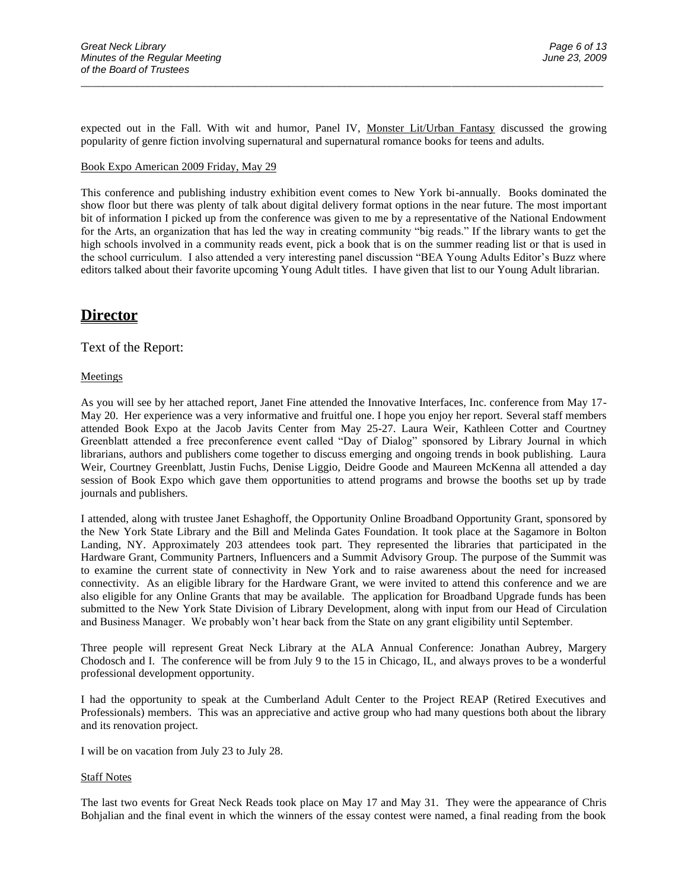expected out in the Fall. With wit and humor, Panel IV, Monster Lit/Urban Fantasy discussed the growing popularity of genre fiction involving supernatural and supernatural romance books for teens and adults.

Book Expo American 2009 Friday, May 29

This conference and publishing industry exhibition event comes to New York bi-annually. Books dominated the show floor but there was plenty of talk about digital delivery format options in the near future. The most important bit of information I picked up from the conference was given to me by a representative of the National Endowment for the Arts, an organization that has led the way in creating community "big reads." If the library wants to get the high schools involved in a community reads event, pick a book that is on the summer reading list or that is used in the school curriculum. I also attended a very interesting panel discussion "BEA Young Adults Editor's Buzz where editors talked about their favorite upcoming Young Adult titles. I have given that list to our Young Adult librarian.

## Director

Text of the Report:

Meetings

As you will see by her attached report, Janet Fine attended the Innovative Interfaces, Inc. conference from May 17-May 20. Her experience was a very informative and fruitful one. I hope you enjoy her report. Several staff members attended Book Expo at the Jacob Javits Center from May 25-27. Laura Weir, Kathleen Cotter and Courtney Greenblatt attended a free preconference event called "Day of Dialog" sponsored by Library Journal in which librarians, authors and publishers come together to discuss emerging and ongoing trends in book publishing. Laura Weir, Courtney Greenblatt, Justin Fuchs, Denise Liggio, Deidre Goode and Maureen McKenna all attended a day session of Book Expo which gave them opportunities to attend programs and browse the booths set up by trade journals and publishers.

I attended, along with trustee Janet Eshaghoff, the Opportunity Online Broadband Opportunity Grant, sponsored by the New York State Library and the Bill and Melinda Gates Foundation. It took place at the Sagamore in Bolton Landing, NY. Approximately 203 attendees took part. They represented the libraries that participated in the Hardware Grant, Community Partners, Influencers and a Summit Advisory Group. The purpose of the Summit was to examine the current state of connectivity in New York and to raise awareness about the need for increased connectivity. As an eligible library for the Hardware Grant, we were invited to attend this conference and we are also eligible for any Online Grants that may be available. The application for Broadband Upgrade funds has been submitted to the New York State Division of Library Development, along with input from our Head of Circulation and Business Manager. We probably won't hear back from the State on any grant eligibility until September.

Three people will represent Great Neck Library at the ALA Annual Conference: Jonathan Aubrey, Margery Chodosch and I. The conference will be from July 9 to the 15 in Chicago, IL, and always proves to be a wonderful professional development opportunity.

I had the opportunity to speak at the Cumberland Adult Center to the Project REAP (Retired Executives and Professionals) members. This was an appreciative and active group who had many questions both about the library and its renovation project.

I will be on vacation from July 23 to July 28.

Staff Notes

The last two events for Great Neck Reads took place on May 17 and May 31. They were the appearance of Chris Bohjalian and the final event in which the winners of the essay contest were named, a final reading from the book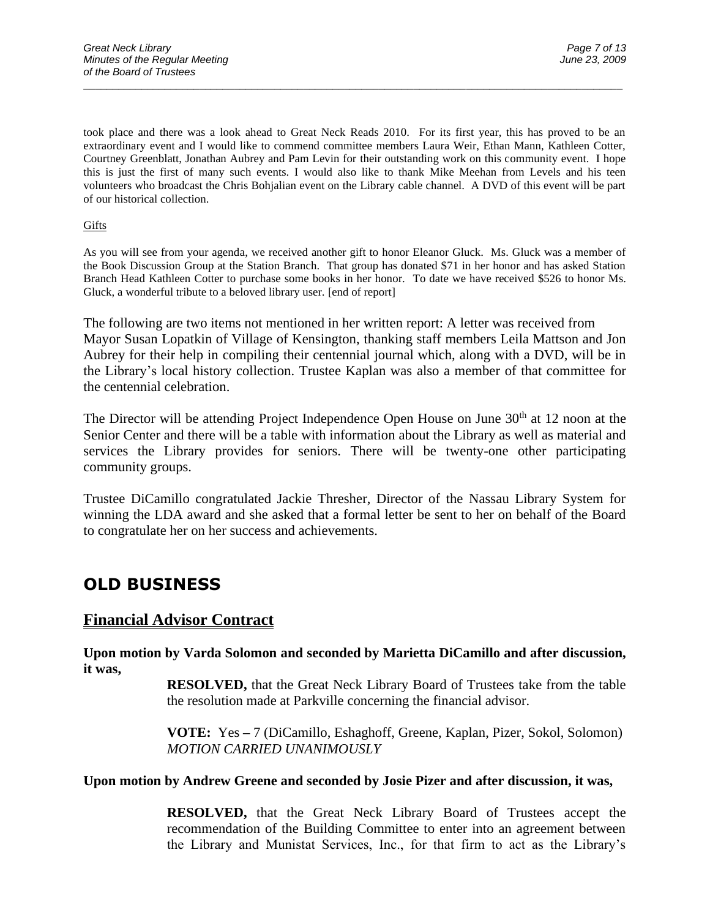took place and there was a look ahead to Great Neck Reads 2010. For its first year, this has proved to be an extraordinary event and I would like to commend committee members Laura Weir, Ethan Mann, Kathleen Cotter, Courtney Greenblatt, Jonathan Aubrey and Pam Levin for their outstanding work on this community event. I hope this is just the first of many such events. I would also like to thank Mike Meehan from Levels and his teen volunteers who broadcast the Chris Bohjalian event on the Library cable channel. A DVD of this event will be part of our historical collection.

Gifts

As you will see from your agenda, we received another gift to honor Eleanor Gluck. Ms. Gluck was a member of the Book Discussion Group at the Station Branch. That group has donated $71 in her honor and has asked Station Branch Head Kathleen Cotter to purchase some books in her honor. To date we have received $526 to honor Ms. Gluck, a wonderful tribute to a beloved library user. [end of report]

The following are two items not mentioned in her written report: A letter was received from Mayor Susan Lopatkin of Village of Kensington, thanking staff members Leila Mattson and Jon Aubrey for their help in compiling their centennial journal which, along with a DVD, will be in the Library's local history collection. Trustee Kaplan was also a member of that committee for the centennial celebration.

The Director will be attending Project Independence Open House on June 30th at 12 noon at the Senior Center and there will be a table with information about the Library as well as material and services the Library provides for seniors. There will be twenty-one other participating community groups.

Trustee DiCamillo congratulated Jackie Thresher, Director of the Nassau Library System for winning the LDA award and she asked that a formal letter be sent to her on behalf of the Board to congratulate her on her success and achievements.

# OLD BUSINESS

## Financial Advisor Contract

**Upon motion by Varda Solomon and seconded by Marietta DiCamillo and after discussion, it was,**

> **RESOLVED,** that the Great Neck Library Board of Trustees take from the table the resolution made at Parkville concerning the financial advisor.
>
> **VOTE:** Yes – 7 (DiCamillo, Eshaghoff, Greene, Kaplan, Pizer, Sokol, Solomon)
> *MOTION CARRIED UNANIMOUSLY*

**Upon motion by Andrew Greene and seconded by Josie Pizer and after discussion, it was,**

> **RESOLVED,** that the Great Neck Library Board of Trustees accept the recommendation of the Building Committee to enter into an agreement between the Library and Munistat Services, Inc., for that firm to act as the Library's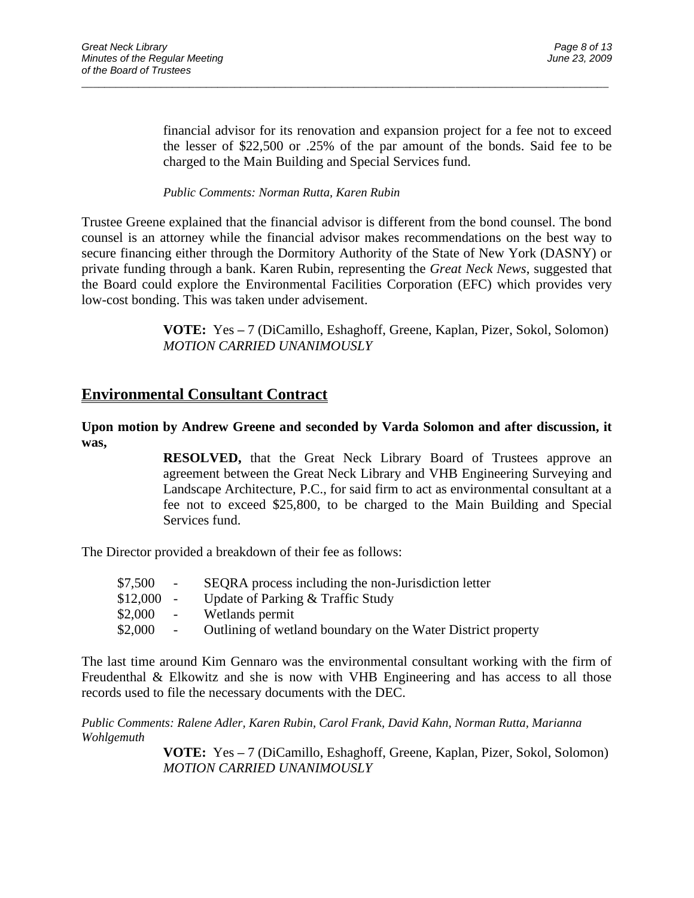financial advisor for its renovation and expansion project for a fee not to exceed the lesser of $22,500 or .25% of the par amount of the bonds. Said fee to be charged to the Main Building and Special Services fund.

*Public Comments: Norman Rutta, Karen Rubin*

Trustee Greene explained that the financial advisor is different from the bond counsel. The bond counsel is an attorney while the financial advisor makes recommendations on the best way to secure financing either through the Dormitory Authority of the State of New York (DASNY) or private funding through a bank. Karen Rubin, representing the *Great Neck News*, suggested that the Board could explore the Environmental Facilities Corporation (EFC) which provides very low-cost bonding. This was taken under advisement.

**VOTE:** Yes – 7 (DiCamillo, Eshaghoff, Greene, Kaplan, Pizer, Sokol, Solomon)
*MOTION CARRIED UNANIMOUSLY*

## Environmental Consultant Contract

**Upon motion by Andrew Greene and seconded by Varda Solomon and after discussion, it was,**

**RESOLVED,** that the Great Neck Library Board of Trustees approve an agreement between the Great Neck Library and VHB Engineering Surveying and Landscape Architecture, P.C., for said firm to act as environmental consultant at a fee not to exceed $25,800, to be charged to the Main Building and Special Services fund.

The Director provided a breakdown of their fee as follows:

- $7,500 - SEQRA process including the non-Jurisdiction letter
- $12,000 - Update of Parking & Traffic Study
- $2,000 - Wetlands permit
- $2,000 - Outlining of wetland boundary on the Water District property

The last time around Kim Gennaro was the environmental consultant working with the firm of Freudenthal & Elkowitz and she is now with VHB Engineering and has access to all those records used to file the necessary documents with the DEC.

*Public Comments: Ralene Adler, Karen Rubin, Carol Frank, David Kahn, Norman Rutta, Marianna Wohlgemuth*

**VOTE:** Yes – 7 (DiCamillo, Eshaghoff, Greene, Kaplan, Pizer, Sokol, Solomon)
*MOTION CARRIED UNANIMOUSLY*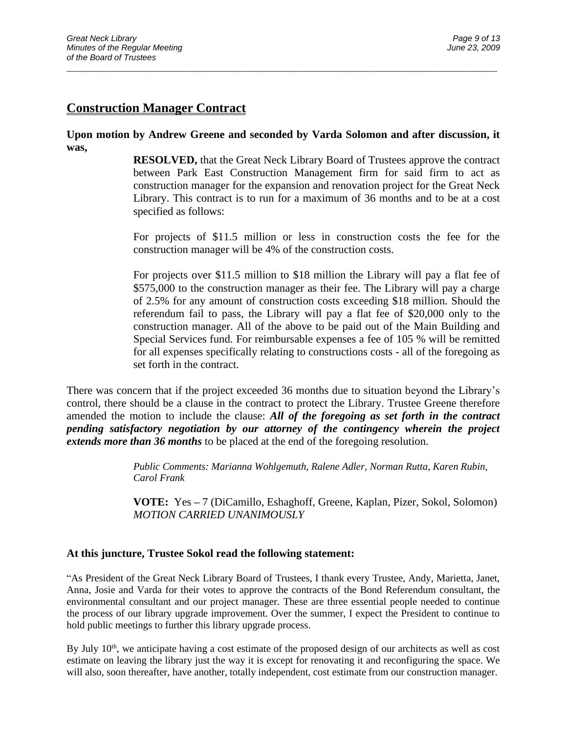## Construction Manager Contract

**Upon motion by Andrew Greene and seconded by Varda Solomon and after discussion, it was,**

> **RESOLVED,** that the Great Neck Library Board of Trustees approve the contract between Park East Construction Management firm for said firm to act as construction manager for the expansion and renovation project for the Great Neck Library. This contract is to run for a maximum of 36 months and to be at a cost specified as follows:
>
> For projects of $11.5 million or less in construction costs the fee for the construction manager will be 4% of the construction costs.
>
> For projects over $11.5 million to $18 million the Library will pay a flat fee of $575,000 to the construction manager as their fee. The Library will pay a charge of 2.5% for any amount of construction costs exceeding $18 million. Should the referendum fail to pass, the Library will pay a flat fee of $20,000 only to the construction manager. All of the above to be paid out of the Main Building and Special Services fund. For reimbursable expenses a fee of 105 % will be remitted for all expenses specifically relating to constructions costs - all of the foregoing as set forth in the contract.

There was concern that if the project exceeded 36 months due to situation beyond the Library's control, there should be a clause in the contract to protect the Library. Trustee Greene therefore amended the motion to include the clause: ***All of the foregoing as set forth in the contract pending satisfactory negotiation by our attorney of the contingency wherein the project extends more than 36 months*** to be placed at the end of the foregoing resolution.

> *Public Comments: Marianna Wohlgemuth, Ralene Adler, Norman Rutta, Karen Rubin, Carol Frank*
>
> **VOTE:** Yes – 7 (DiCamillo, Eshaghoff, Greene, Kaplan, Pizer, Sokol, Solomon)
> *MOTION CARRIED UNANIMOUSLY*

**At this juncture, Trustee Sokol read the following statement:**

"As President of the Great Neck Library Board of Trustees, I thank every Trustee, Andy, Marietta, Janet, Anna, Josie and Varda for their votes to approve the contracts of the Bond Referendum consultant, the environmental consultant and our project manager. These are three essential people needed to continue the process of our library upgrade improvement. Over the summer, I expect the President to continue to hold public meetings to further this library upgrade process.

By July 10th, we anticipate having a cost estimate of the proposed design of our architects as well as cost estimate on leaving the library just the way it is except for renovating it and reconfiguring the space. We will also, soon thereafter, have another, totally independent, cost estimate from our construction manager.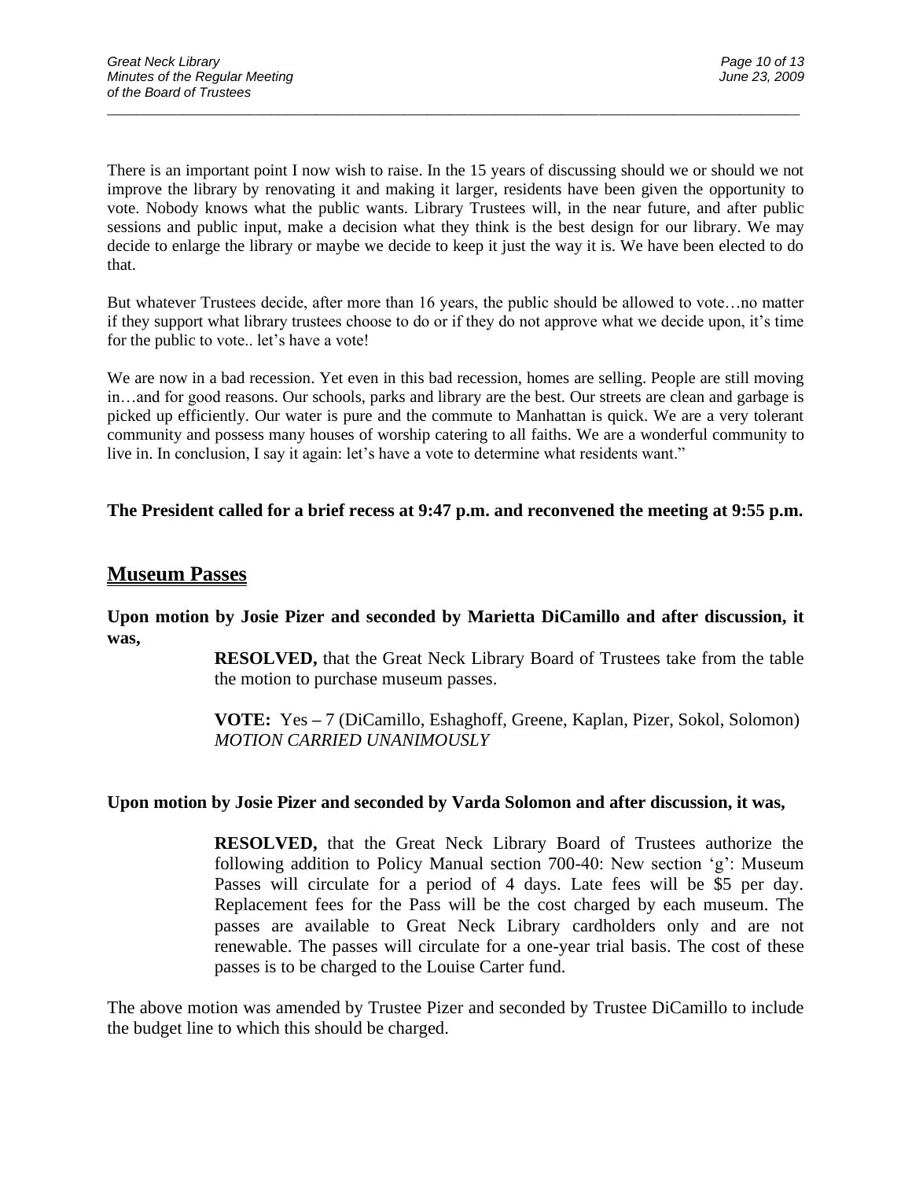There is an important point I now wish to raise. In the 15 years of discussing should we or should we not improve the library by renovating it and making it larger, residents have been given the opportunity to vote. Nobody knows what the public wants. Library Trustees will, in the near future, and after public sessions and public input, make a decision what they think is the best design for our library. We may decide to enlarge the library or maybe we decide to keep it just the way it is. We have been elected to do that.

But whatever Trustees decide, after more than 16 years, the public should be allowed to vote…no matter if they support what library trustees choose to do or if they do not approve what we decide upon, it's time for the public to vote.. let's have a vote!

We are now in a bad recession. Yet even in this bad recession, homes are selling. People are still moving in…and for good reasons. Our schools, parks and library are the best. Our streets are clean and garbage is picked up efficiently. Our water is pure and the commute to Manhattan is quick. We are a very tolerant community and possess many houses of worship catering to all faiths. We are a wonderful community to live in. In conclusion, I say it again: let's have a vote to determine what residents want."

**The President called for a brief recess at 9:47 p.m. and reconvened the meeting at 9:55 p.m.**

## Museum Passes

**Upon motion by Josie Pizer and seconded by Marietta DiCamillo and after discussion, it was,**

> **RESOLVED,** that the Great Neck Library Board of Trustees take from the table the motion to purchase museum passes.
>
> **VOTE:** Yes – 7 (DiCamillo, Eshaghoff, Greene, Kaplan, Pizer, Sokol, Solomon)
> *MOTION CARRIED UNANIMOUSLY*

**Upon motion by Josie Pizer and seconded by Varda Solomon and after discussion, it was,**

> **RESOLVED,** that the Great Neck Library Board of Trustees authorize the following addition to Policy Manual section 700-40: New section 'g': Museum Passes will circulate for a period of 4 days. Late fees will be $5 per day. Replacement fees for the Pass will be the cost charged by each museum. The passes are available to Great Neck Library cardholders only and are not renewable. The passes will circulate for a one-year trial basis. The cost of these passes is to be charged to the Louise Carter fund.

The above motion was amended by Trustee Pizer and seconded by Trustee DiCamillo to include the budget line to which this should be charged.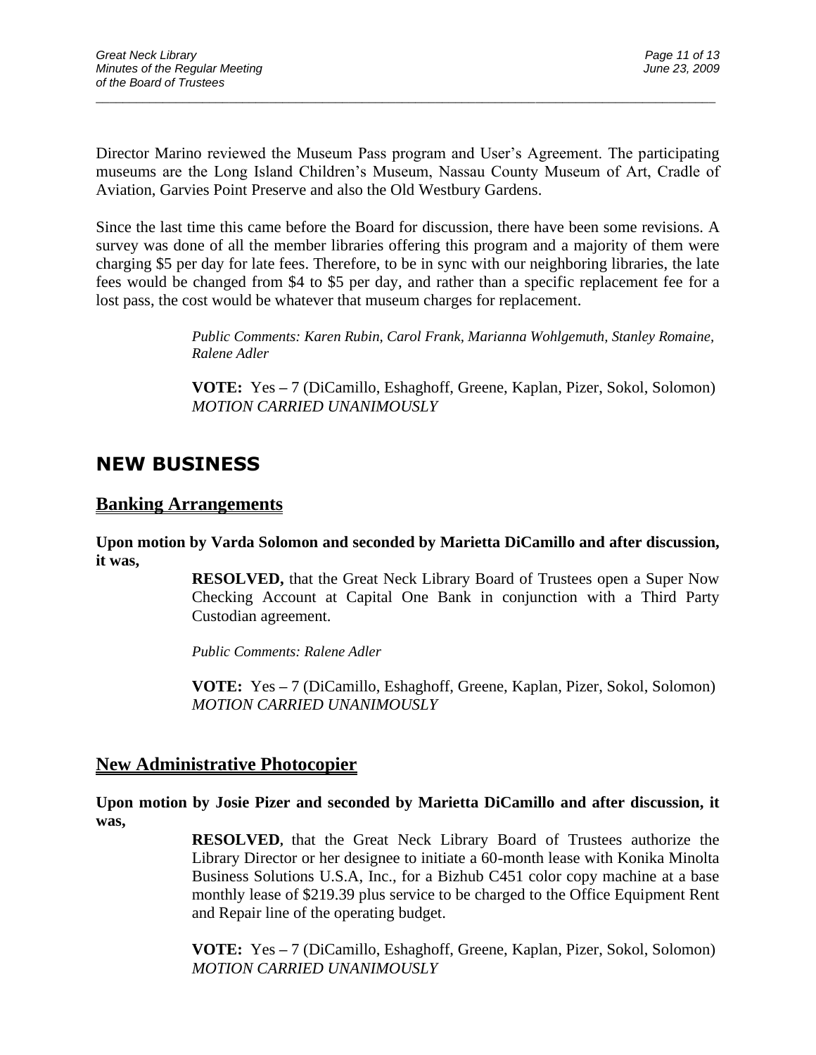Director Marino reviewed the Museum Pass program and User's Agreement. The participating museums are the Long Island Children's Museum, Nassau County Museum of Art, Cradle of Aviation, Garvies Point Preserve and also the Old Westbury Gardens.

Since the last time this came before the Board for discussion, there have been some revisions. A survey was done of all the member libraries offering this program and a majority of them were charging $5 per day for late fees. Therefore, to be in sync with our neighboring libraries, the late fees would be changed from $4 to $5 per day, and rather than a specific replacement fee for a lost pass, the cost would be whatever that museum charges for replacement.

> *Public Comments: Karen Rubin, Carol Frank, Marianna Wohlgemuth, Stanley Romaine, Ralene Adler*
>
> **VOTE:** Yes – 7 (DiCamillo, Eshaghoff, Greene, Kaplan, Pizer, Sokol, Solomon)
> *MOTION CARRIED UNANIMOUSLY*

# NEW BUSINESS

## Banking Arrangements

**Upon motion by Varda Solomon and seconded by Marietta DiCamillo and after discussion, it was,**

> **RESOLVED,** that the Great Neck Library Board of Trustees open a Super Now Checking Account at Capital One Bank in conjunction with a Third Party Custodian agreement.
>
> *Public Comments: Ralene Adler*
>
> **VOTE:** Yes – 7 (DiCamillo, Eshaghoff, Greene, Kaplan, Pizer, Sokol, Solomon)
> *MOTION CARRIED UNANIMOUSLY*

## New Administrative Photocopier

**Upon motion by Josie Pizer and seconded by Marietta DiCamillo and after discussion, it was,**

> **RESOLVED**, that the Great Neck Library Board of Trustees authorize the Library Director or her designee to initiate a 60-month lease with Konika Minolta Business Solutions U.S.A, Inc., for a Bizhub C451 color copy machine at a base monthly lease of $219.39 plus service to be charged to the Office Equipment Rent and Repair line of the operating budget.
>
> **VOTE:** Yes – 7 (DiCamillo, Eshaghoff, Greene, Kaplan, Pizer, Sokol, Solomon)
> *MOTION CARRIED UNANIMOUSLY*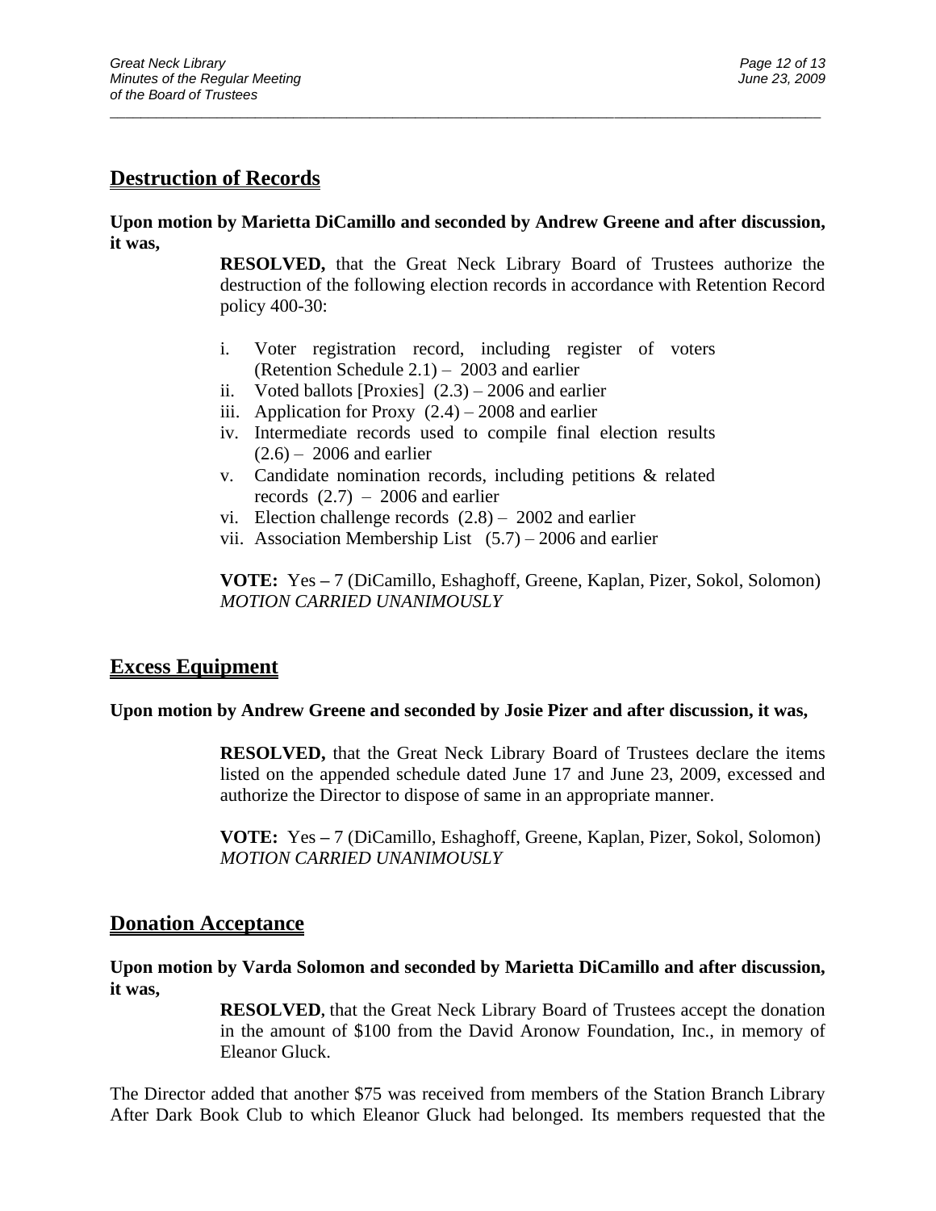## Destruction of Records

**Upon motion by Marietta DiCamillo and seconded by Andrew Greene and after discussion, it was,**

**RESOLVED,** that the Great Neck Library Board of Trustees authorize the destruction of the following election records in accordance with Retention Record policy 400-30:

i. Voter registration record, including register of voters (Retention Schedule 2.1) – 2003 and earlier
ii. Voted ballots [Proxies] (2.3) – 2006 and earlier
iii. Application for Proxy (2.4) – 2008 and earlier
iv. Intermediate records used to compile final election results (2.6) – 2006 and earlier
v. Candidate nomination records, including petitions & related records (2.7) – 2006 and earlier
vi. Election challenge records (2.8) – 2002 and earlier
vii. Association Membership List (5.7) – 2006 and earlier

**VOTE:** Yes **–** 7 (DiCamillo, Eshaghoff, Greene, Kaplan, Pizer, Sokol, Solomon)
*MOTION CARRIED UNANIMOUSLY*

## Excess Equipment

**Upon motion by Andrew Greene and seconded by Josie Pizer and after discussion, it was,**

**RESOLVED,** that the Great Neck Library Board of Trustees declare the items listed on the appended schedule dated June 17 and June 23, 2009, excessed and authorize the Director to dispose of same in an appropriate manner.

**VOTE:** Yes **–** 7 (DiCamillo, Eshaghoff, Greene, Kaplan, Pizer, Sokol, Solomon)
*MOTION CARRIED UNANIMOUSLY*

## Donation Acceptance

**Upon motion by Varda Solomon and seconded by Marietta DiCamillo and after discussion, it was,**

**RESOLVED**, that the Great Neck Library Board of Trustees accept the donation in the amount of $100 from the David Aronow Foundation, Inc., in memory of Eleanor Gluck.

The Director added that another $75 was received from members of the Station Branch Library After Dark Book Club to which Eleanor Gluck had belonged. Its members requested that the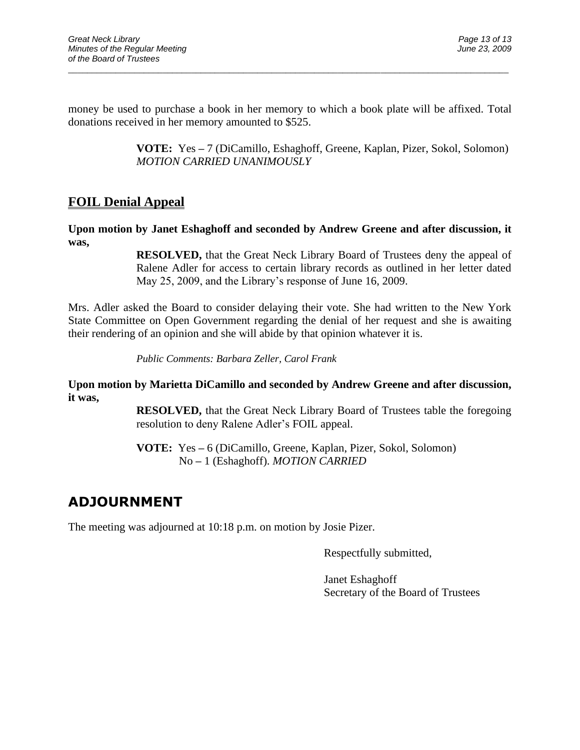money be used to purchase a book in her memory to which a book plate will be affixed. Total donations received in her memory amounted to $525.

> **VOTE:** Yes – 7 (DiCamillo, Eshaghoff, Greene, Kaplan, Pizer, Sokol, Solomon)
> *MOTION CARRIED UNANIMOUSLY*

## FOIL Denial Appeal

**Upon motion by Janet Eshaghoff and seconded by Andrew Greene and after discussion, it was,**

> **RESOLVED,** that the Great Neck Library Board of Trustees deny the appeal of Ralene Adler for access to certain library records as outlined in her letter dated May 25, 2009, and the Library's response of June 16, 2009.

Mrs. Adler asked the Board to consider delaying their vote. She had written to the New York State Committee on Open Government regarding the denial of her request and she is awaiting their rendering of an opinion and she will abide by that opinion whatever it is.

> *Public Comments: Barbara Zeller, Carol Frank*

**Upon motion by Marietta DiCamillo and seconded by Andrew Greene and after discussion, it was,**

> **RESOLVED,** that the Great Neck Library Board of Trustees table the foregoing resolution to deny Ralene Adler's FOIL appeal.
>
> **VOTE:** Yes – 6 (DiCamillo, Greene, Kaplan, Pizer, Sokol, Solomon)
> No – 1 (Eshaghoff). *MOTION CARRIED*

# ADJOURNMENT

The meeting was adjourned at 10:18 p.m. on motion by Josie Pizer.

Respectfully submitted,

Janet Eshaghoff
Secretary of the Board of Trustees